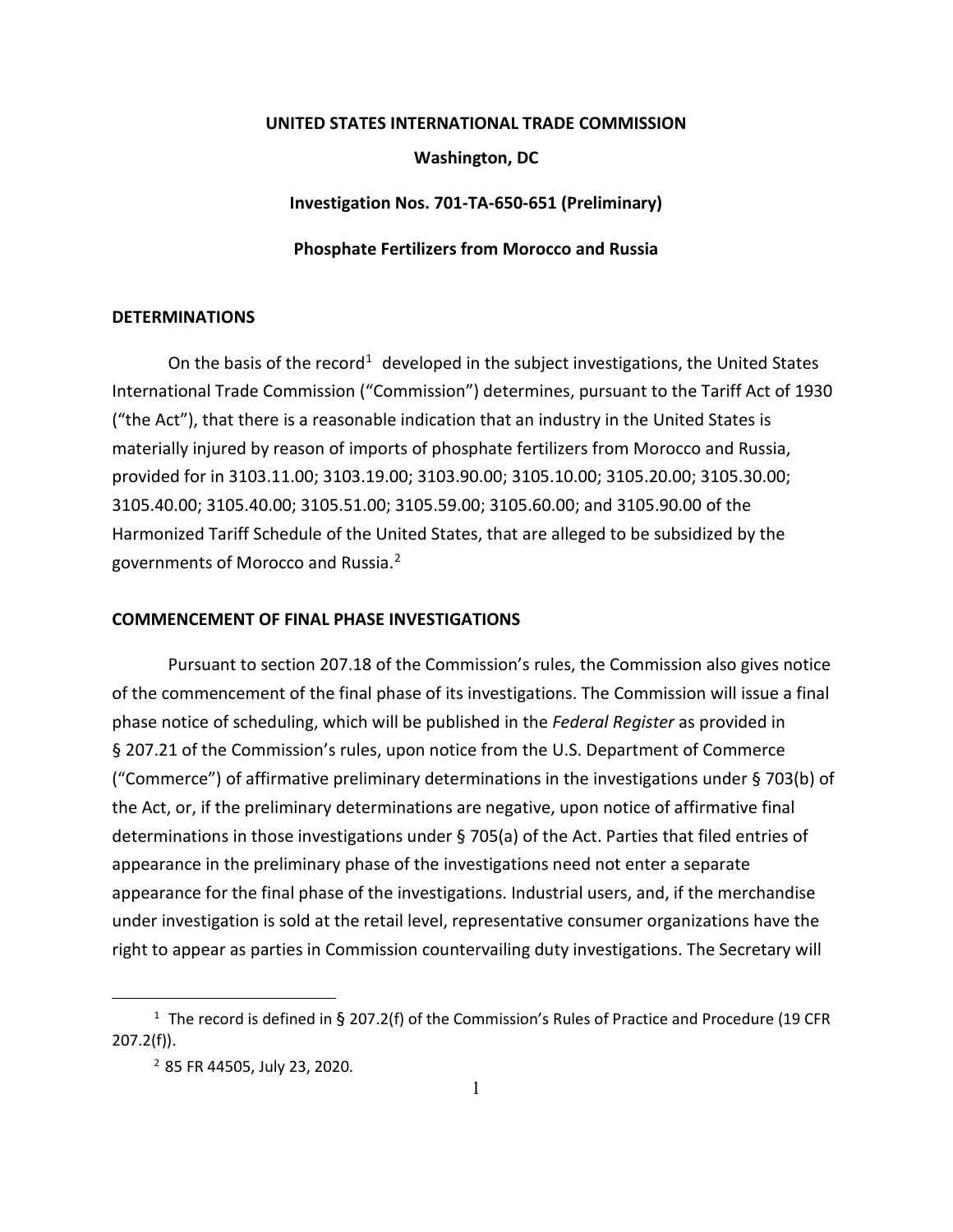**UNITED STATES INTERNATIONAL TRADE COMMISSION**

**Washington, DC**

**Investigation Nos. 701-TA-650-651 (Preliminary)**

**Phosphate Fertilizers from Morocco and Russia**

## DETERMINATIONS

On the basis of the record[1] developed in the subject investigations, the United States International Trade Commission ("Commission") determines, pursuant to the Tariff Act of 1930 ("the Act"), that there is a reasonable indication that an industry in the United States is materially injured by reason of imports of phosphate fertilizers from Morocco and Russia, provided for in 3103.11.00; 3103.19.00; 3103.90.00; 3105.10.00; 3105.20.00; 3105.30.00; 3105.40.00; 3105.40.00; 3105.51.00; 3105.59.00; 3105.60.00; and 3105.90.00 of the Harmonized Tariff Schedule of the United States, that are alleged to be subsidized by the governments of Morocco and Russia.[2]

## COMMENCEMENT OF FINAL PHASE INVESTIGATIONS

Pursuant to section 207.18 of the Commission's rules, the Commission also gives notice of the commencement of the final phase of its investigations. The Commission will issue a final phase notice of scheduling, which will be published in the *Federal Register* as provided in § 207.21 of the Commission's rules, upon notice from the U.S. Department of Commerce ("Commerce") of affirmative preliminary determinations in the investigations under § 703(b) of the Act, or, if the preliminary determinations are negative, upon notice of affirmative final determinations in those investigations under § 705(a) of the Act. Parties that filed entries of appearance in the preliminary phase of the investigations need not enter a separate appearance for the final phase of the investigations. Industrial users, and, if the merchandise under investigation is sold at the retail level, representative consumer organizations have the right to appear as parties in Commission countervailing duty investigations. The Secretary will

---

[1] The record is defined in § 207.2(f) of the Commission's Rules of Practice and Procedure (19 CFR 207.2(f)).

[2] 85 FR 44505, July 23, 2020.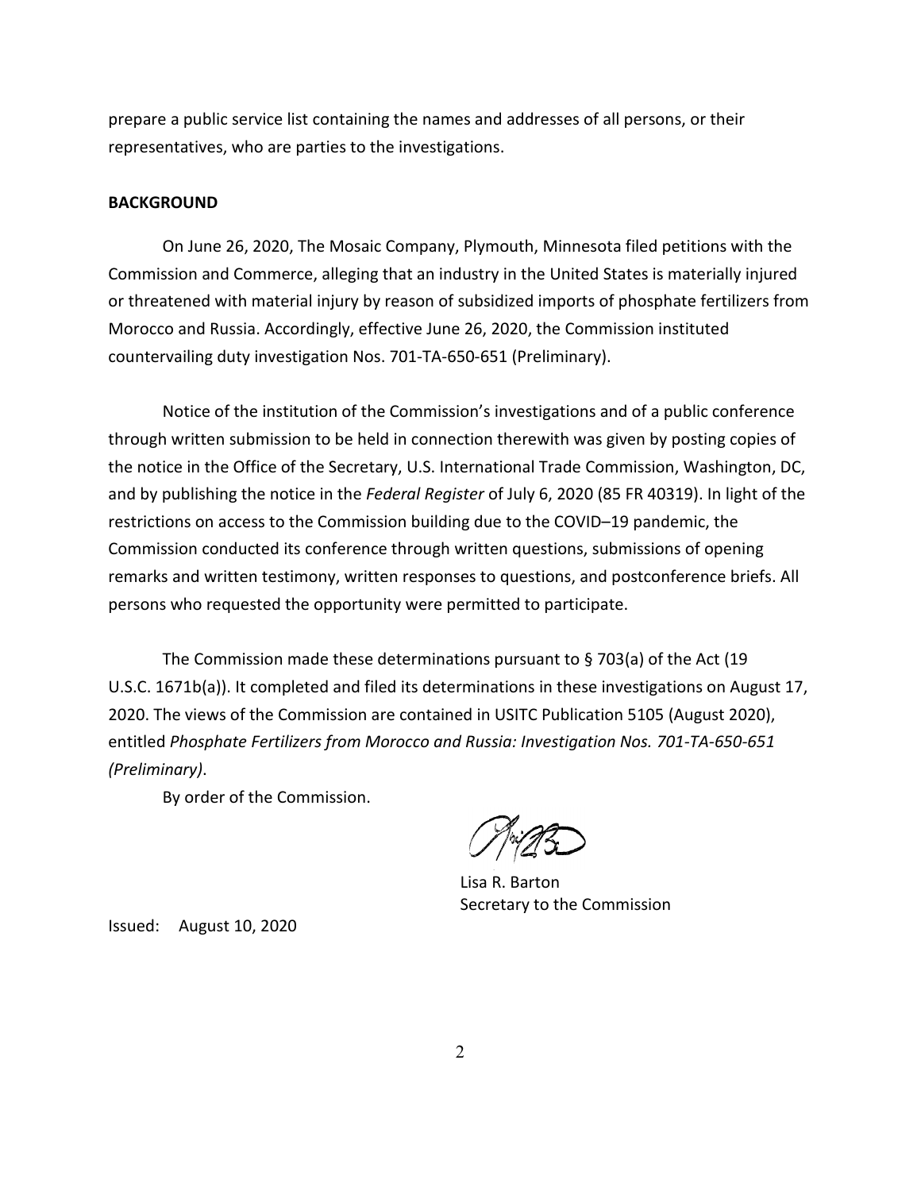prepare a public service list containing the names and addresses of all persons, or their representatives, who are parties to the investigations.

**BACKGROUND**

On June 26, 2020, The Mosaic Company, Plymouth, Minnesota filed petitions with the Commission and Commerce, alleging that an industry in the United States is materially injured or threatened with material injury by reason of subsidized imports of phosphate fertilizers from Morocco and Russia. Accordingly, effective June 26, 2020, the Commission instituted countervailing duty investigation Nos. 701-TA-650-651 (Preliminary).

Notice of the institution of the Commission's investigations and of a public conference through written submission to be held in connection therewith was given by posting copies of the notice in the Office of the Secretary, U.S. International Trade Commission, Washington, DC, and by publishing the notice in the *Federal Register* of July 6, 2020 (85 FR 40319). In light of the restrictions on access to the Commission building due to the COVID–19 pandemic, the Commission conducted its conference through written questions, submissions of opening remarks and written testimony, written responses to questions, and postconference briefs. All persons who requested the opportunity were permitted to participate.

The Commission made these determinations pursuant to § 703(a) of the Act (19 U.S.C. 1671b(a)). It completed and filed its determinations in these investigations on August 17, 2020. The views of the Commission are contained in USITC Publication 5105 (August 2020), entitled *Phosphate Fertilizers from Morocco and Russia: Investigation Nos. 701-TA-650-651 (Preliminary)*.

By order of the Commission.

Lisa R. Barton
Secretary to the Commission

Issued: August 10, 2020